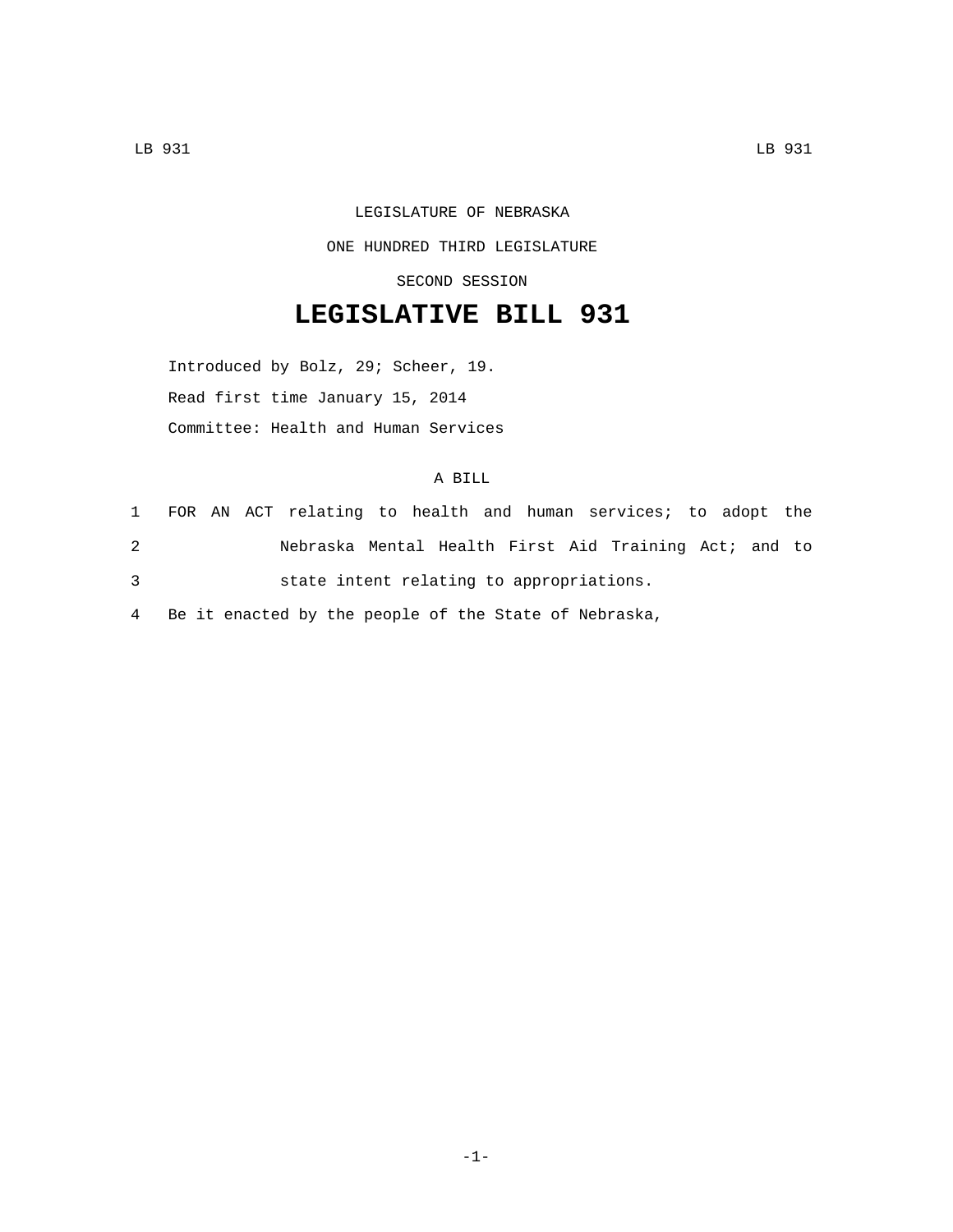LEGISLATURE OF NEBRASKA

ONE HUNDRED THIRD LEGISLATURE

SECOND SESSION

# LEGISLATIVE BILL 931

Introduced by Bolz, 29; Scheer, 19.

Read first time January 15, 2014

Committee: Health and Human Services

A BILL

1 FOR AN ACT relating to health and human services; to adopt the
2 Nebraska Mental Health First Aid Training Act; and to
3 state intent relating to appropriations.
4 Be it enacted by the people of the State of Nebraska,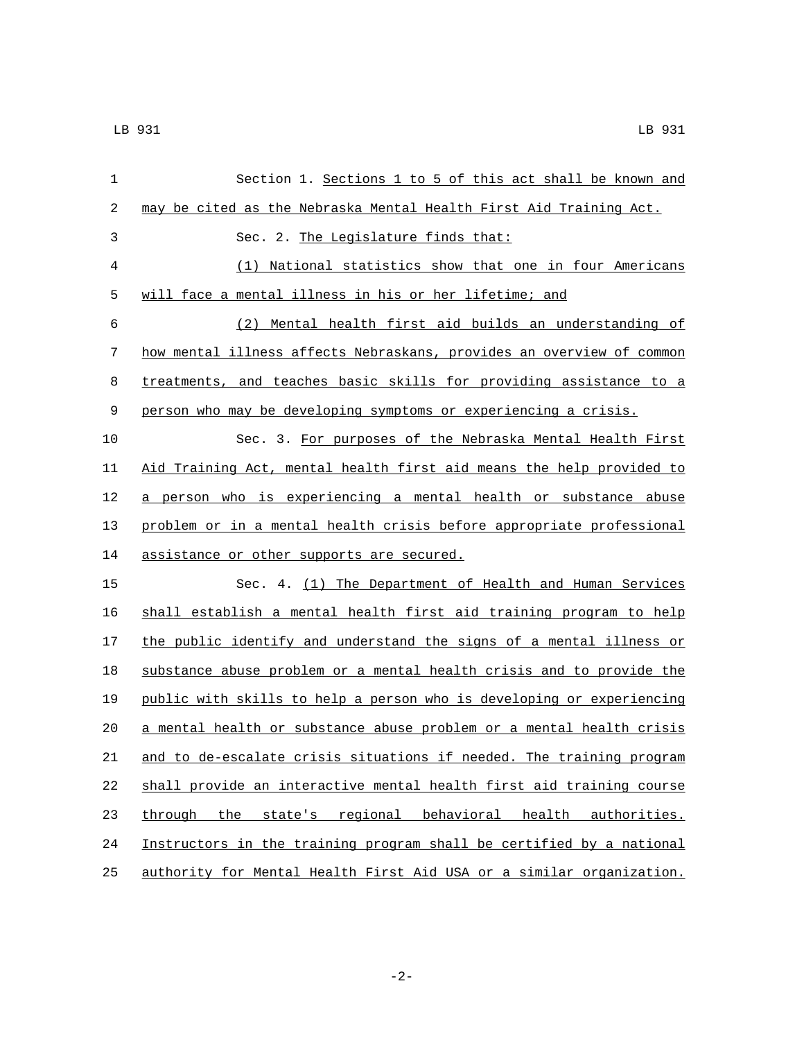Section 1. Sections 1 to 5 of this act shall be known and may be cited as the Nebraska Mental Health First Aid Training Act.

Sec. 2. The Legislature finds that:

(1) National statistics show that one in four Americans will face a mental illness in his or her lifetime; and

(2) Mental health first aid builds an understanding of how mental illness affects Nebraskans, provides an overview of common treatments, and teaches basic skills for providing assistance to a person who may be developing symptoms or experiencing a crisis.

Sec. 3. For purposes of the Nebraska Mental Health First Aid Training Act, mental health first aid means the help provided to a person who is experiencing a mental health or substance abuse problem or in a mental health crisis before appropriate professional assistance or other supports are secured.

Sec. 4. (1) The Department of Health and Human Services shall establish a mental health first aid training program to help the public identify and understand the signs of a mental illness or substance abuse problem or a mental health crisis and to provide the public with skills to help a person who is developing or experiencing a mental health or substance abuse problem or a mental health crisis and to de-escalate crisis situations if needed. The training program shall provide an interactive mental health first aid training course through the state's regional behavioral health authorities. Instructors in the training program shall be certified by a national authority for Mental Health First Aid USA or a similar organization.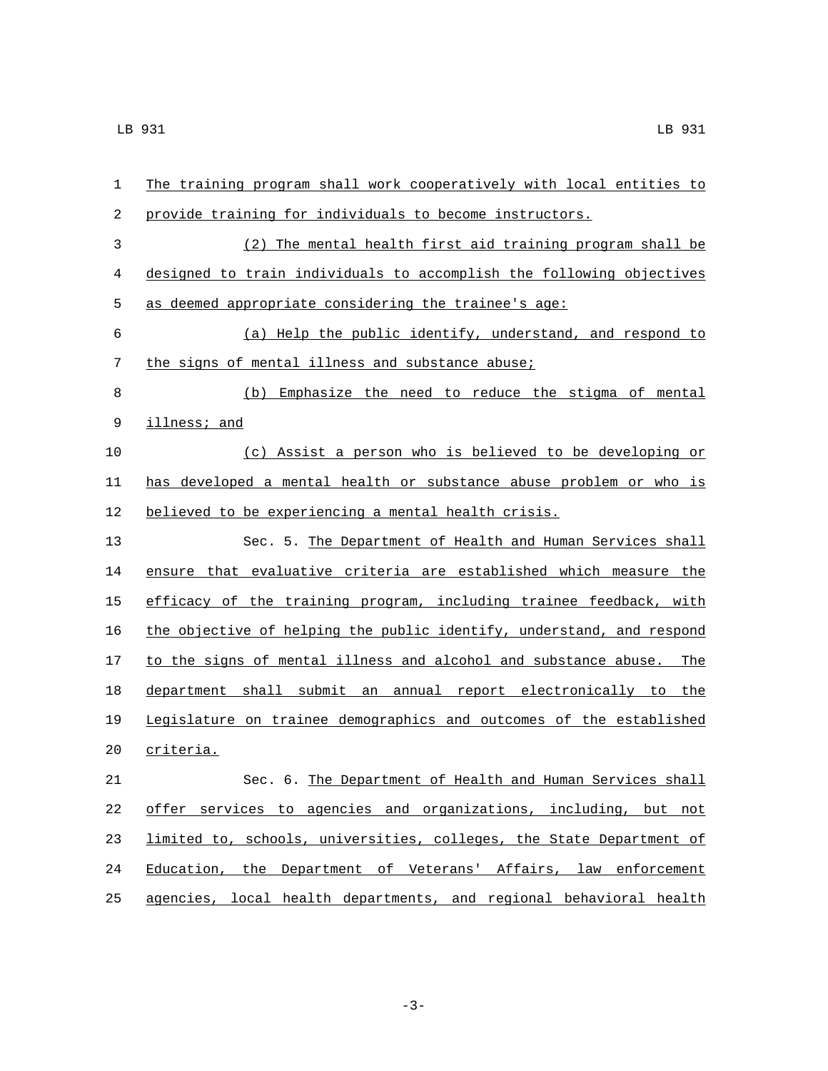The training program shall work cooperatively with local entities to provide training for individuals to become instructors.

(2) The mental health first aid training program shall be designed to train individuals to accomplish the following objectives as deemed appropriate considering the trainee's age:

(a) Help the public identify, understand, and respond to the signs of mental illness and substance abuse;

(b) Emphasize the need to reduce the stigma of mental illness; and

(c) Assist a person who is believed to be developing or has developed a mental health or substance abuse problem or who is believed to be experiencing a mental health crisis.

Sec. 5. The Department of Health and Human Services shall ensure that evaluative criteria are established which measure the efficacy of the training program, including trainee feedback, with the objective of helping the public identify, understand, and respond to the signs of mental illness and alcohol and substance abuse. The department shall submit an annual report electronically to the Legislature on trainee demographics and outcomes of the established criteria.

Sec. 6. The Department of Health and Human Services shall offer services to agencies and organizations, including, but not limited to, schools, universities, colleges, the State Department of Education, the Department of Veterans' Affairs, law enforcement agencies, local health departments, and regional behavioral health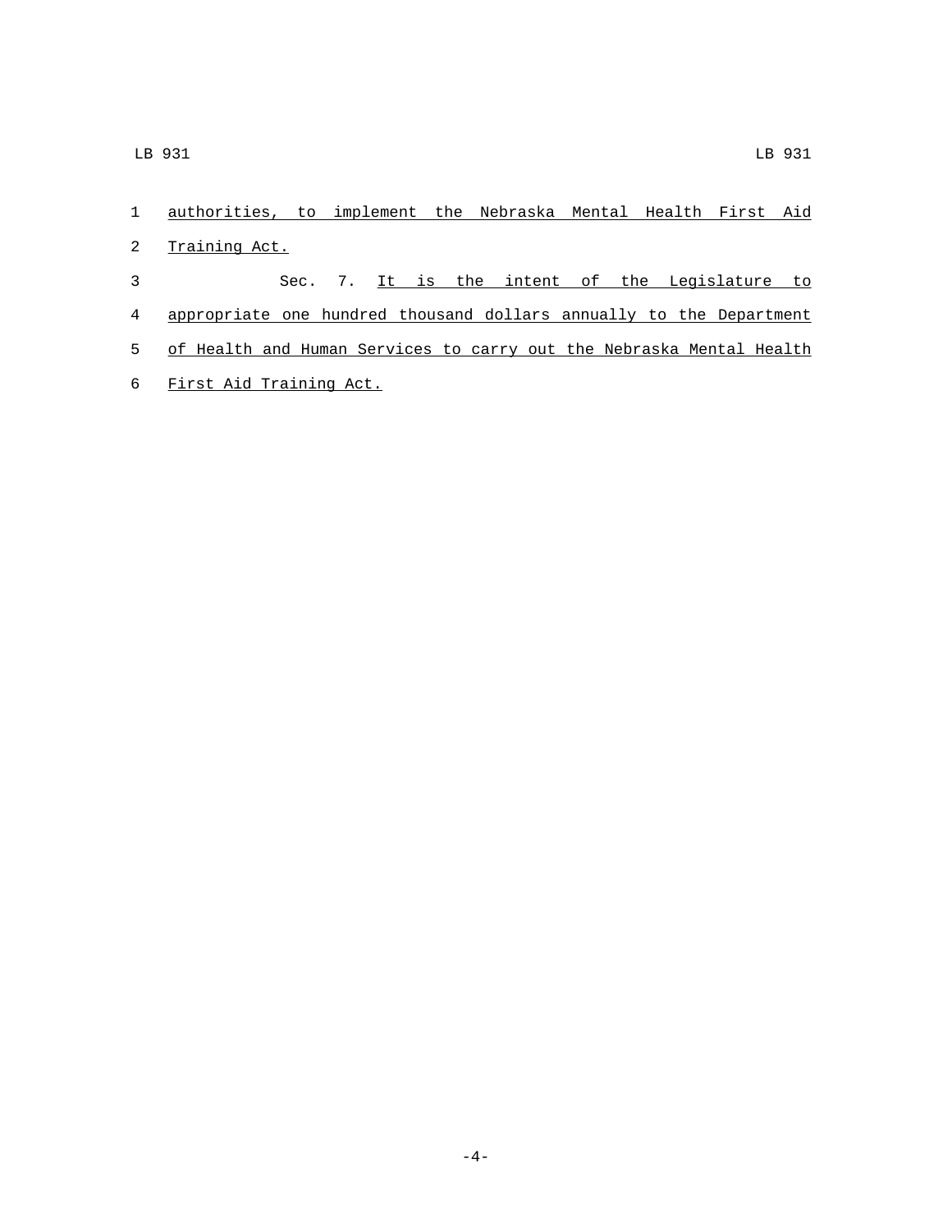authorities, to implement the Nebraska Mental Health First Aid Training Act.

Sec. 7. It is the intent of the Legislature to appropriate one hundred thousand dollars annually to the Department of Health and Human Services to carry out the Nebraska Mental Health First Aid Training Act.